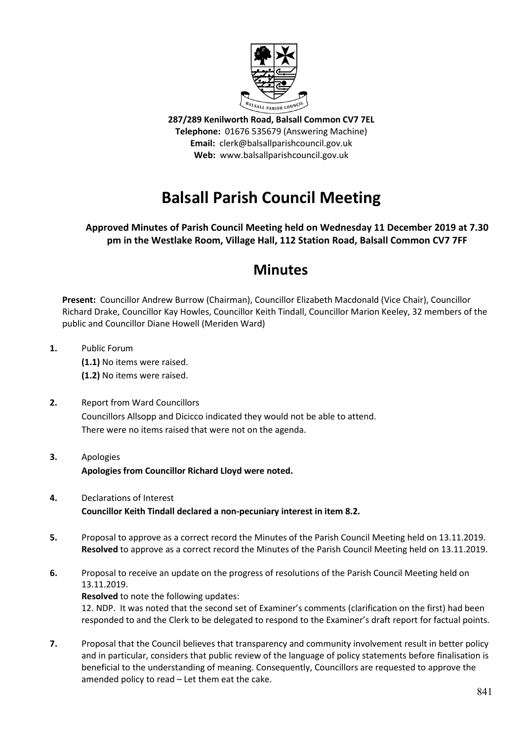287/289 Kenilworth Road, Balsall Common CV7 7EL
**Telephone:** 01676 535679 (Answering Machine)
**Email:** clerk@balsallparishcouncil.gov.uk
**Web:** www.balsallparishcouncil.gov.uk

# Balsall Parish Council Meeting

**Approved Minutes of Parish Council Meeting held on Wednesday 11 December 2019 at 7.30 pm in the Westlake Room, Village Hall, 112 Station Road, Balsall Common CV7 7FF**

## Minutes

**Present:** Councillor Andrew Burrow (Chairman), Councillor Elizabeth Macdonald (Vice Chair), Councillor Richard Drake, Councillor Kay Howles, Councillor Keith Tindall, Councillor Marion Keeley, 32 members of the public and Councillor Diane Howell (Meriden Ward)

**1.** Public Forum
**(1.1)** No items were raised.
**(1.2)** No items were raised.

**2.** Report from Ward Councillors
Councillors Allsopp and Dicicco indicated they would not be able to attend.
There were no items raised that were not on the agenda.

**3.** Apologies
**Apologies from Councillor Richard Lloyd were noted.**

**4.** Declarations of Interest
**Councillor Keith Tindall declared a non-pecuniary interest in item 8.2.**

**5.** Proposal to approve as a correct record the Minutes of the Parish Council Meeting held on 13.11.2019.
**Resolved** to approve as a correct record the Minutes of the Parish Council Meeting held on 13.11.2019.

**6.** Proposal to receive an update on the progress of resolutions of the Parish Council Meeting held on 13.11.2019.
**Resolved** to note the following updates:
12. NDP. It was noted that the second set of Examiner's comments (clarification on the first) had been responded to and the Clerk to be delegated to respond to the Examiner's draft report for factual points.

**7.** Proposal that the Council believes that transparency and community involvement result in better policy and in particular, considers that public review of the language of policy statements before finalisation is beneficial to the understanding of meaning. Consequently, Councillors are requested to approve the amended policy to read – Let them eat the cake.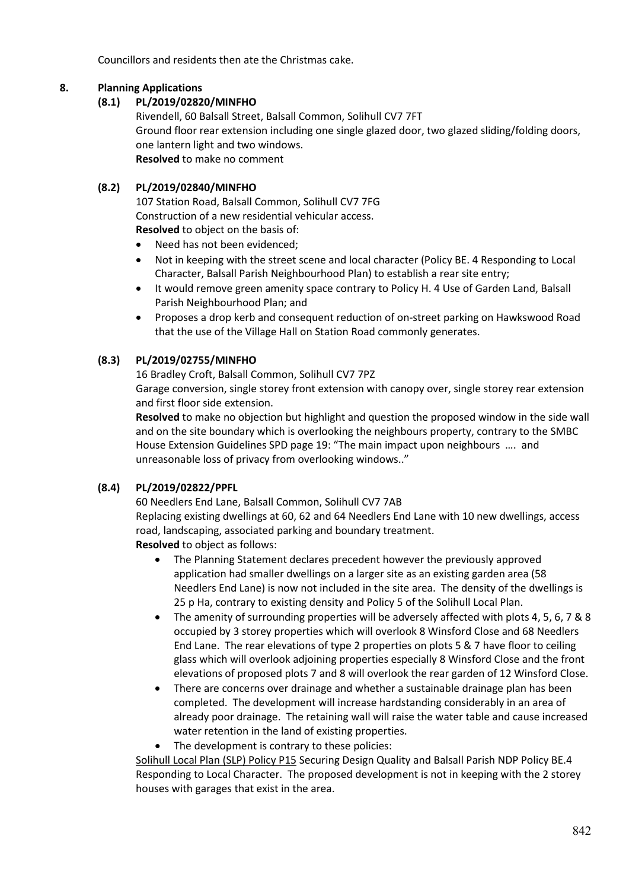Councillors and residents then ate the Christmas cake.

## 8. Planning Applications

### (8.1) PL/2019/02820/MINFHO

Rivendell, 60 Balsall Street, Balsall Common, Solihull CV7 7FT
Ground floor rear extension including one single glazed door, two glazed sliding/folding doors, one lantern light and two windows.
**Resolved** to make no comment

### (8.2) PL/2019/02840/MINFHO

107 Station Road, Balsall Common, Solihull CV7 7FG
Construction of a new residential vehicular access.
**Resolved** to object on the basis of:

- Need has not been evidenced;
- Not in keeping with the street scene and local character (Policy BE. 4 Responding to Local Character, Balsall Parish Neighbourhood Plan) to establish a rear site entry;
- It would remove green amenity space contrary to Policy H. 4 Use of Garden Land, Balsall Parish Neighbourhood Plan; and
- Proposes a drop kerb and consequent reduction of on-street parking on Hawkswood Road that the use of the Village Hall on Station Road commonly generates.

### (8.3) PL/2019/02755/MINFHO

16 Bradley Croft, Balsall Common, Solihull CV7 7PZ
Garage conversion, single storey front extension with canopy over, single storey rear extension and first floor side extension.
**Resolved** to make no objection but highlight and question the proposed window in the side wall and on the site boundary which is overlooking the neighbours property, contrary to the SMBC House Extension Guidelines SPD page 19: "The main impact upon neighbours …. and unreasonable loss of privacy from overlooking windows.."

### (8.4) PL/2019/02822/PPFL

60 Needlers End Lane, Balsall Common, Solihull CV7 7AB
Replacing existing dwellings at 60, 62 and 64 Needlers End Lane with 10 new dwellings, access road, landscaping, associated parking and boundary treatment.
**Resolved** to object as follows:

- The Planning Statement declares precedent however the previously approved application had smaller dwellings on a larger site as an existing garden area (58 Needlers End Lane) is now not included in the site area. The density of the dwellings is 25 p Ha, contrary to existing density and Policy 5 of the Solihull Local Plan.
- The amenity of surrounding properties will be adversely affected with plots 4, 5, 6, 7 & 8 occupied by 3 storey properties which will overlook 8 Winsford Close and 68 Needlers End Lane. The rear elevations of type 2 properties on plots 5 & 7 have floor to ceiling glass which will overlook adjoining properties especially 8 Winsford Close and the front elevations of proposed plots 7 and 8 will overlook the rear garden of 12 Winsford Close.
- There are concerns over drainage and whether a sustainable drainage plan has been completed. The development will increase hardstanding considerably in an area of already poor drainage. The retaining wall will raise the water table and cause increased water retention in the land of existing properties.
- The development is contrary to these policies:

Solihull Local Plan (SLP) Policy P15 Securing Design Quality and Balsall Parish NDP Policy BE.4 Responding to Local Character. The proposed development is not in keeping with the 2 storey houses with garages that exist in the area.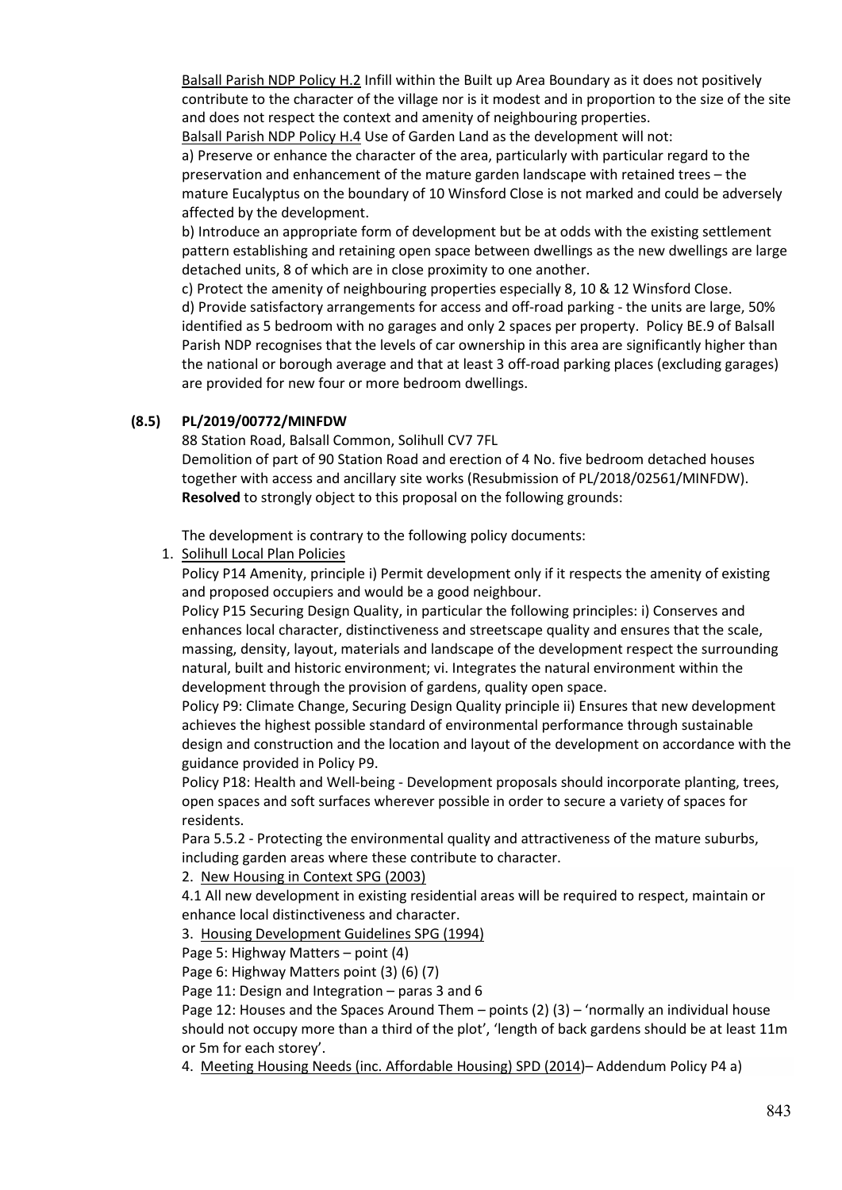Balsall Parish NDP Policy H.2 Infill within the Built up Area Boundary as it does not positively contribute to the character of the village nor is it modest and in proportion to the size of the site and does not respect the context and amenity of neighbouring properties.

Balsall Parish NDP Policy H.4 Use of Garden Land as the development will not:

a) Preserve or enhance the character of the area, particularly with particular regard to the preservation and enhancement of the mature garden landscape with retained trees – the mature Eucalyptus on the boundary of 10 Winsford Close is not marked and could be adversely affected by the development.

b) Introduce an appropriate form of development but be at odds with the existing settlement pattern establishing and retaining open space between dwellings as the new dwellings are large detached units, 8 of which are in close proximity to one another.

c) Protect the amenity of neighbouring properties especially 8, 10 & 12 Winsford Close.

d) Provide satisfactory arrangements for access and off-road parking - the units are large, 50% identified as 5 bedroom with no garages and only 2 spaces per property. Policy BE.9 of Balsall Parish NDP recognises that the levels of car ownership in this area are significantly higher than the national or borough average and that at least 3 off-road parking places (excluding garages) are provided for new four or more bedroom dwellings.

**(8.5) PL/2019/00772/MINFDW**

88 Station Road, Balsall Common, Solihull CV7 7FL

Demolition of part of 90 Station Road and erection of 4 No. five bedroom detached houses together with access and ancillary site works (Resubmission of PL/2018/02561/MINFDW).

**Resolved** to strongly object to this proposal on the following grounds:

The development is contrary to the following policy documents:

1. Solihull Local Plan Policies

Policy P14 Amenity, principle i) Permit development only if it respects the amenity of existing and proposed occupiers and would be a good neighbour.

Policy P15 Securing Design Quality, in particular the following principles: i) Conserves and enhances local character, distinctiveness and streetscape quality and ensures that the scale, massing, density, layout, materials and landscape of the development respect the surrounding natural, built and historic environment; vi. Integrates the natural environment within the development through the provision of gardens, quality open space.

Policy P9: Climate Change, Securing Design Quality principle ii) Ensures that new development achieves the highest possible standard of environmental performance through sustainable design and construction and the location and layout of the development on accordance with the guidance provided in Policy P9.

Policy P18: Health and Well-being - Development proposals should incorporate planting, trees, open spaces and soft surfaces wherever possible in order to secure a variety of spaces for residents.

Para 5.5.2 - Protecting the environmental quality and attractiveness of the mature suburbs, including garden areas where these contribute to character.

2. New Housing in Context SPG (2003)

4.1 All new development in existing residential areas will be required to respect, maintain or enhance local distinctiveness and character.

3. Housing Development Guidelines SPG (1994)

Page 5: Highway Matters – point (4)

Page 6: Highway Matters point (3) (6) (7)

Page 11: Design and Integration – paras 3 and 6

Page 12: Houses and the Spaces Around Them – points (2) (3) – 'normally an individual house should not occupy more than a third of the plot', 'length of back gardens should be at least 11m or 5m for each storey'.

4. Meeting Housing Needs (inc. Affordable Housing) SPD (2014)– Addendum Policy P4 a)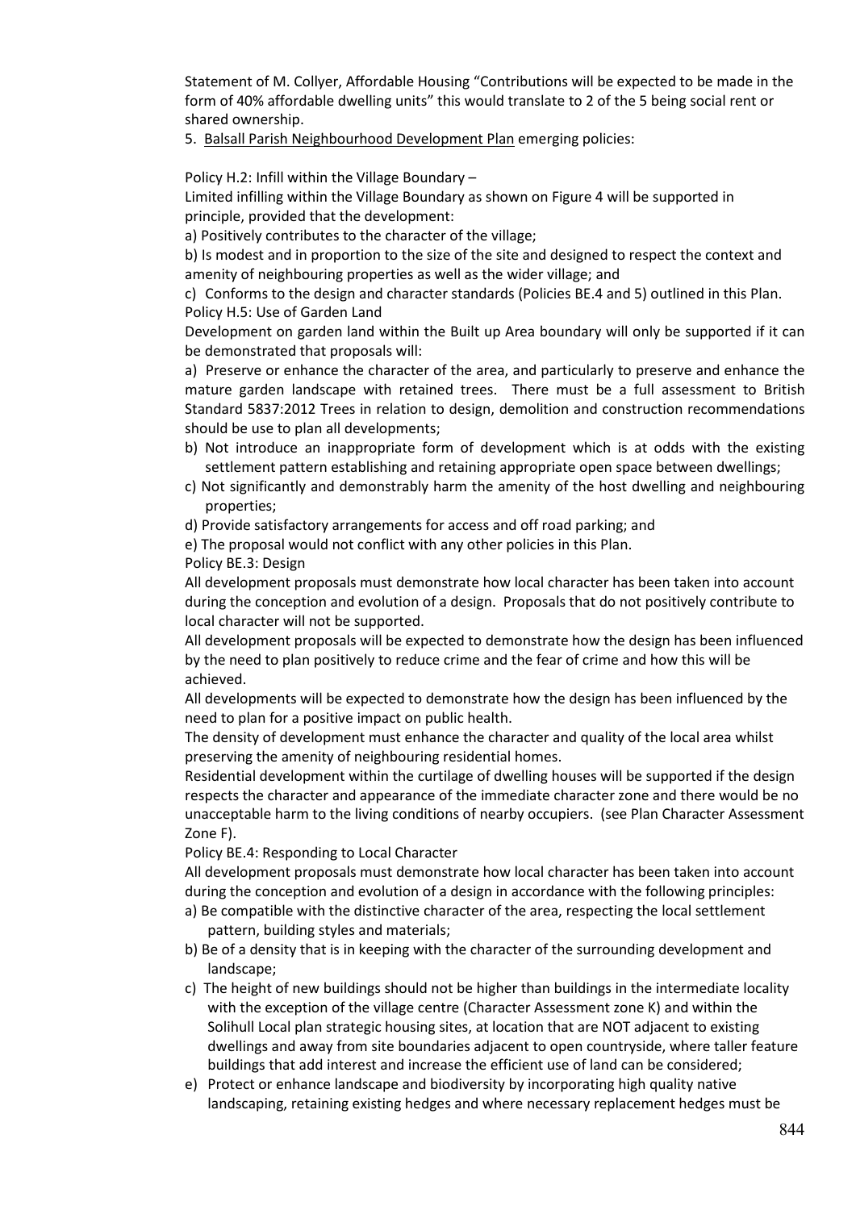Statement of M. Collyer, Affordable Housing "Contributions will be expected to be made in the form of 40% affordable dwelling units" this would translate to 2 of the 5 being social rent or shared ownership.

5. Balsall Parish Neighbourhood Development Plan emerging policies:

Policy H.2: Infill within the Village Boundary –

Limited infilling within the Village Boundary as shown on Figure 4 will be supported in principle, provided that the development:

a) Positively contributes to the character of the village;

b) Is modest and in proportion to the size of the site and designed to respect the context and amenity of neighbouring properties as well as the wider village; and

c) Conforms to the design and character standards (Policies BE.4 and 5) outlined in this Plan.

Policy H.5: Use of Garden Land

Development on garden land within the Built up Area boundary will only be supported if it can be demonstrated that proposals will:

a) Preserve or enhance the character of the area, and particularly to preserve and enhance the mature garden landscape with retained trees. There must be a full assessment to British Standard 5837:2012 Trees in relation to design, demolition and construction recommendations should be use to plan all developments;

b) Not introduce an inappropriate form of development which is at odds with the existing settlement pattern establishing and retaining appropriate open space between dwellings;

c) Not significantly and demonstrably harm the amenity of the host dwelling and neighbouring properties;

d) Provide satisfactory arrangements for access and off road parking; and

e) The proposal would not conflict with any other policies in this Plan.

Policy BE.3: Design

All development proposals must demonstrate how local character has been taken into account during the conception and evolution of a design. Proposals that do not positively contribute to local character will not be supported.

All development proposals will be expected to demonstrate how the design has been influenced by the need to plan positively to reduce crime and the fear of crime and how this will be achieved.

All developments will be expected to demonstrate how the design has been influenced by the need to plan for a positive impact on public health.

The density of development must enhance the character and quality of the local area whilst preserving the amenity of neighbouring residential homes.

Residential development within the curtilage of dwelling houses will be supported if the design respects the character and appearance of the immediate character zone and there would be no unacceptable harm to the living conditions of nearby occupiers. (see Plan Character Assessment Zone F).

Policy BE.4: Responding to Local Character

All development proposals must demonstrate how local character has been taken into account during the conception and evolution of a design in accordance with the following principles:

a) Be compatible with the distinctive character of the area, respecting the local settlement pattern, building styles and materials;

b) Be of a density that is in keeping with the character of the surrounding development and landscape;

c) The height of new buildings should not be higher than buildings in the intermediate locality with the exception of the village centre (Character Assessment zone K) and within the Solihull Local plan strategic housing sites, at location that are NOT adjacent to existing dwellings and away from site boundaries adjacent to open countryside, where taller feature buildings that add interest and increase the efficient use of land can be considered;

e) Protect or enhance landscape and biodiversity by incorporating high quality native landscaping, retaining existing hedges and where necessary replacement hedges must be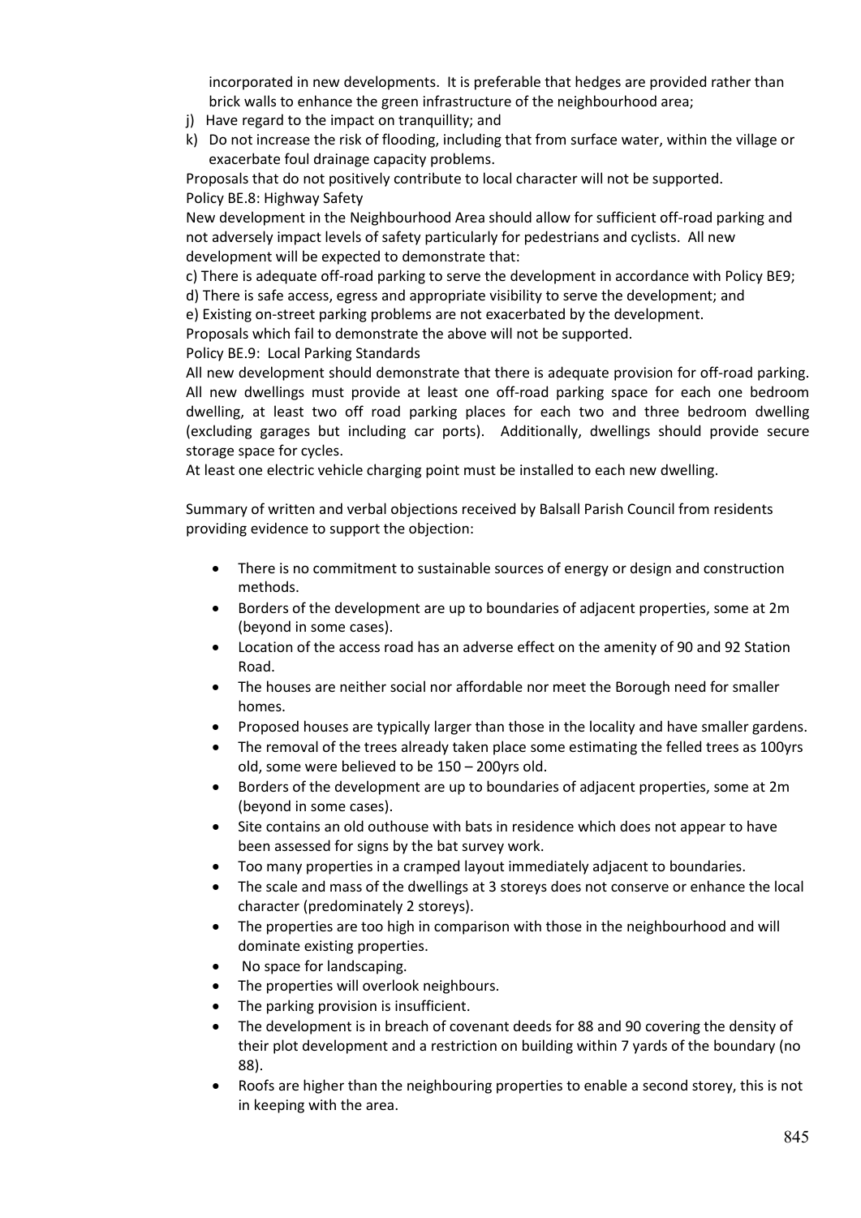incorporated in new developments. It is preferable that hedges are provided rather than brick walls to enhance the green infrastructure of the neighbourhood area;

j) Have regard to the impact on tranquillity; and

k) Do not increase the risk of flooding, including that from surface water, within the village or exacerbate foul drainage capacity problems.

Proposals that do not positively contribute to local character will not be supported.

Policy BE.8: Highway Safety

New development in the Neighbourhood Area should allow for sufficient off-road parking and not adversely impact levels of safety particularly for pedestrians and cyclists. All new development will be expected to demonstrate that:

c) There is adequate off-road parking to serve the development in accordance with Policy BE9;

d) There is safe access, egress and appropriate visibility to serve the development; and

e) Existing on-street parking problems are not exacerbated by the development.

Proposals which fail to demonstrate the above will not be supported.

Policy BE.9: Local Parking Standards

All new development should demonstrate that there is adequate provision for off-road parking. All new dwellings must provide at least one off-road parking space for each one bedroom dwelling, at least two off road parking places for each two and three bedroom dwelling (excluding garages but including car ports). Additionally, dwellings should provide secure storage space for cycles.

At least one electric vehicle charging point must be installed to each new dwelling.

Summary of written and verbal objections received by Balsall Parish Council from residents providing evidence to support the objection:

- There is no commitment to sustainable sources of energy or design and construction methods.
- Borders of the development are up to boundaries of adjacent properties, some at 2m (beyond in some cases).
- Location of the access road has an adverse effect on the amenity of 90 and 92 Station Road.
- The houses are neither social nor affordable nor meet the Borough need for smaller homes.
- Proposed houses are typically larger than those in the locality and have smaller gardens.
- The removal of the trees already taken place some estimating the felled trees as 100yrs old, some were believed to be 150 – 200yrs old.
- Borders of the development are up to boundaries of adjacent properties, some at 2m (beyond in some cases).
- Site contains an old outhouse with bats in residence which does not appear to have been assessed for signs by the bat survey work.
- Too many properties in a cramped layout immediately adjacent to boundaries.
- The scale and mass of the dwellings at 3 storeys does not conserve or enhance the local character (predominately 2 storeys).
- The properties are too high in comparison with those in the neighbourhood and will dominate existing properties.
- No space for landscaping.
- The properties will overlook neighbours.
- The parking provision is insufficient.
- The development is in breach of covenant deeds for 88 and 90 covering the density of their plot development and a restriction on building within 7 yards of the boundary (no 88).
- Roofs are higher than the neighbouring properties to enable a second storey, this is not in keeping with the area.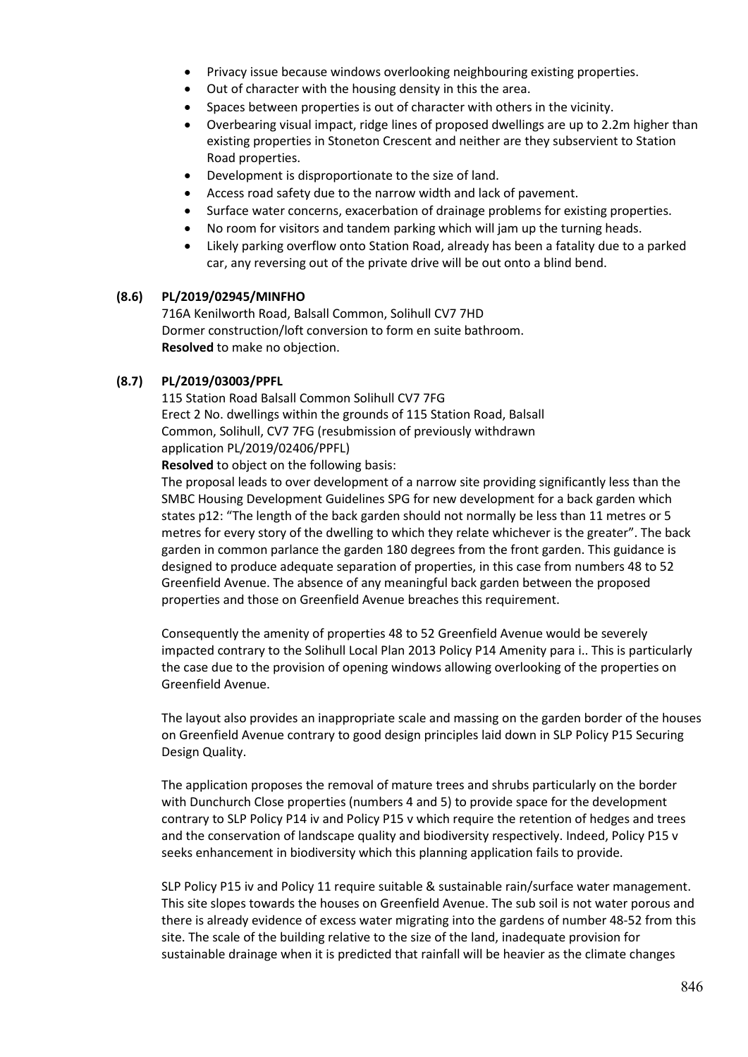- Privacy issue because windows overlooking neighbouring existing properties.
- Out of character with the housing density in this the area.
- Spaces between properties is out of character with others in the vicinity.
- Overbearing visual impact, ridge lines of proposed dwellings are up to 2.2m higher than existing properties in Stoneton Crescent and neither are they subservient to Station Road properties.
- Development is disproportionate to the size of land.
- Access road safety due to the narrow width and lack of pavement.
- Surface water concerns, exacerbation of drainage problems for existing properties.
- No room for visitors and tandem parking which will jam up the turning heads.
- Likely parking overflow onto Station Road, already has been a fatality due to a parked car, any reversing out of the private drive will be out onto a blind bend.

**(8.6) PL/2019/02945/MINFHO**

716A Kenilworth Road, Balsall Common, Solihull CV7 7HD
Dormer construction/loft conversion to form en suite bathroom.
**Resolved** to make no objection.

**(8.7) PL/2019/03003/PPFL**

115 Station Road Balsall Common Solihull CV7 7FG
Erect 2 No. dwellings within the grounds of 115 Station Road, Balsall Common, Solihull, CV7 7FG (resubmission of previously withdrawn application PL/2019/02406/PPFL)
**Resolved** to object on the following basis:

The proposal leads to over development of a narrow site providing significantly less than the SMBC Housing Development Guidelines SPG for new development for a back garden which states p12: "The length of the back garden should not normally be less than 11 metres or 5 metres for every story of the dwelling to which they relate whichever is the greater". The back garden in common parlance the garden 180 degrees from the front garden. This guidance is designed to produce adequate separation of properties, in this case from numbers 48 to 52 Greenfield Avenue. The absence of any meaningful back garden between the proposed properties and those on Greenfield Avenue breaches this requirement.

Consequently the amenity of properties 48 to 52 Greenfield Avenue would be severely impacted contrary to the Solihull Local Plan 2013 Policy P14 Amenity para i.. This is particularly the case due to the provision of opening windows allowing overlooking of the properties on Greenfield Avenue.

The layout also provides an inappropriate scale and massing on the garden border of the houses on Greenfield Avenue contrary to good design principles laid down in SLP Policy P15 Securing Design Quality.

The application proposes the removal of mature trees and shrubs particularly on the border with Dunchurch Close properties (numbers 4 and 5) to provide space for the development contrary to SLP Policy P14 iv and Policy P15 v which require the retention of hedges and trees and the conservation of landscape quality and biodiversity respectively. Indeed, Policy P15 v seeks enhancement in biodiversity which this planning application fails to provide.

SLP Policy P15 iv and Policy 11 require suitable & sustainable rain/surface water management. This site slopes towards the houses on Greenfield Avenue. The sub soil is not water porous and there is already evidence of excess water migrating into the gardens of number 48-52 from this site. The scale of the building relative to the size of the land, inadequate provision for sustainable drainage when it is predicted that rainfall will be heavier as the climate changes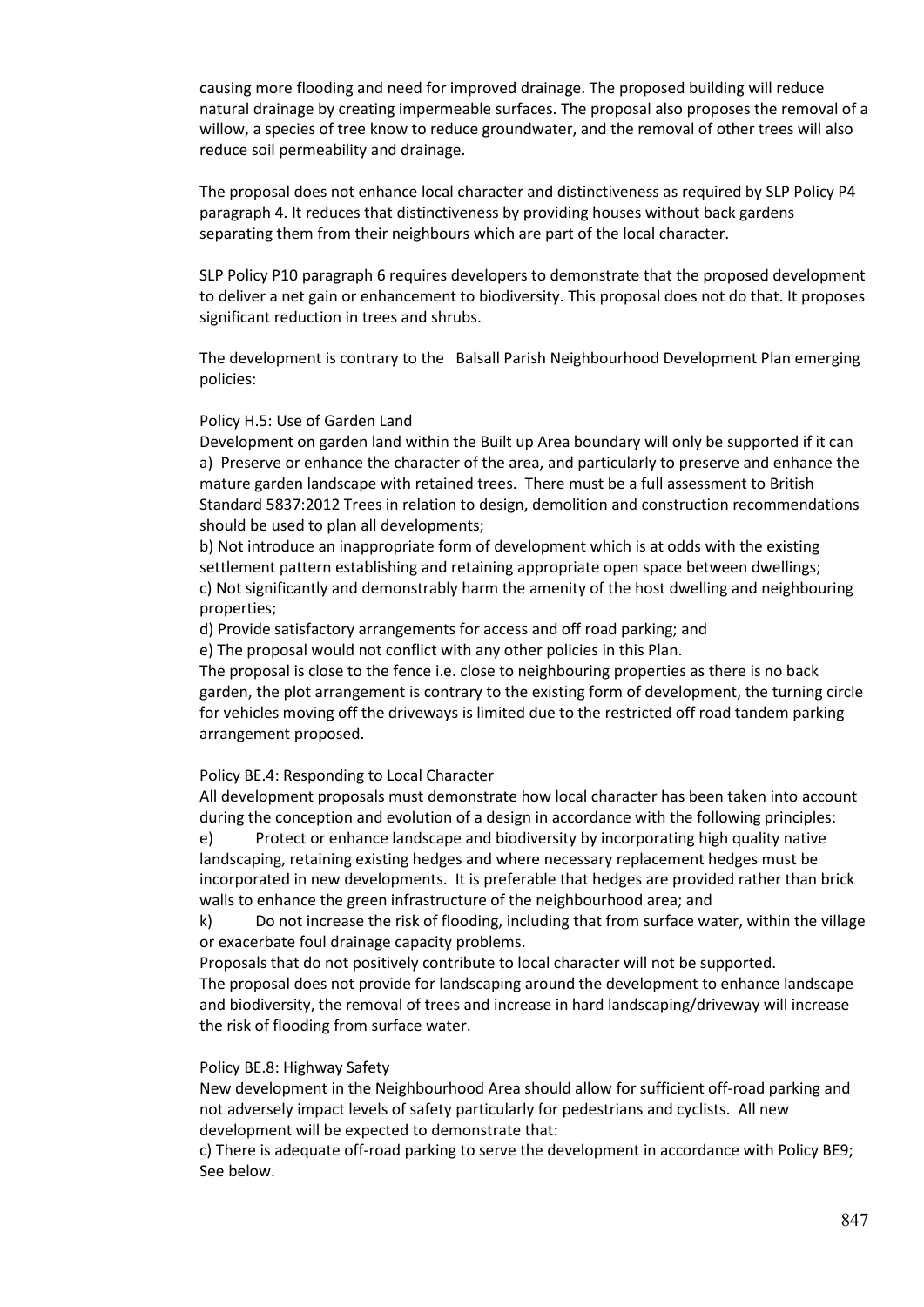causing more flooding and need for improved drainage. The proposed building will reduce natural drainage by creating impermeable surfaces. The proposal also proposes the removal of a willow, a species of tree know to reduce groundwater, and the removal of other trees will also reduce soil permeability and drainage.

The proposal does not enhance local character and distinctiveness as required by SLP Policy P4 paragraph 4. It reduces that distinctiveness by providing houses without back gardens separating them from their neighbours which are part of the local character.

SLP Policy P10 paragraph 6 requires developers to demonstrate that the proposed development to deliver a net gain or enhancement to biodiversity. This proposal does not do that. It proposes significant reduction in trees and shrubs.

The development is contrary to the Balsall Parish Neighbourhood Development Plan emerging policies:

Policy H.5: Use of Garden Land

Development on garden land within the Built up Area boundary will only be supported if it can

a) Preserve or enhance the character of the area, and particularly to preserve and enhance the mature garden landscape with retained trees. There must be a full assessment to British Standard 5837:2012 Trees in relation to design, demolition and construction recommendations should be used to plan all developments;

b) Not introduce an inappropriate form of development which is at odds with the existing settlement pattern establishing and retaining appropriate open space between dwellings;

c) Not significantly and demonstrably harm the amenity of the host dwelling and neighbouring properties;

d) Provide satisfactory arrangements for access and off road parking; and

e) The proposal would not conflict with any other policies in this Plan.

The proposal is close to the fence i.e. close to neighbouring properties as there is no back garden, the plot arrangement is contrary to the existing form of development, the turning circle for vehicles moving off the driveways is limited due to the restricted off road tandem parking arrangement proposed.

Policy BE.4: Responding to Local Character

All development proposals must demonstrate how local character has been taken into account during the conception and evolution of a design in accordance with the following principles:

e) Protect or enhance landscape and biodiversity by incorporating high quality native landscaping, retaining existing hedges and where necessary replacement hedges must be incorporated in new developments. It is preferable that hedges are provided rather than brick walls to enhance the green infrastructure of the neighbourhood area; and

k) Do not increase the risk of flooding, including that from surface water, within the village or exacerbate foul drainage capacity problems.

Proposals that do not positively contribute to local character will not be supported.

The proposal does not provide for landscaping around the development to enhance landscape and biodiversity, the removal of trees and increase in hard landscaping/driveway will increase the risk of flooding from surface water.

Policy BE.8: Highway Safety

New development in the Neighbourhood Area should allow for sufficient off-road parking and not adversely impact levels of safety particularly for pedestrians and cyclists. All new development will be expected to demonstrate that:

c) There is adequate off-road parking to serve the development in accordance with Policy BE9; See below.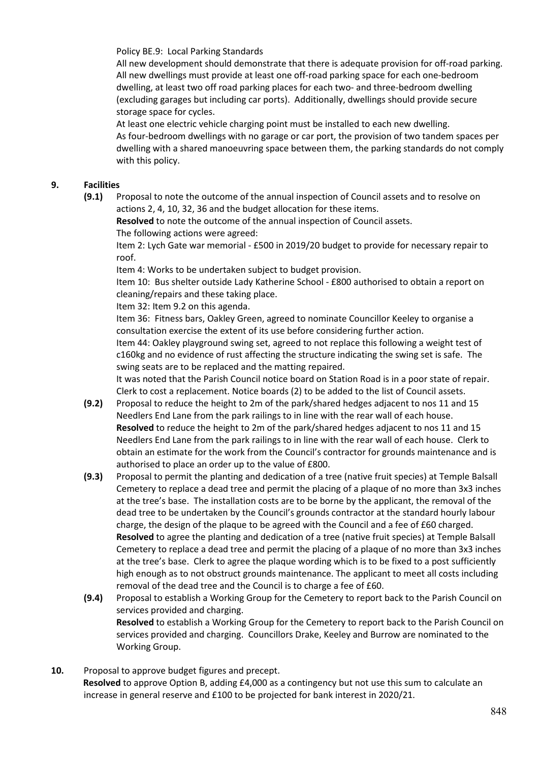Policy BE.9: Local Parking Standards

All new development should demonstrate that there is adequate provision for off-road parking. All new dwellings must provide at least one off-road parking space for each one-bedroom dwelling, at least two off road parking places for each two- and three-bedroom dwelling (excluding garages but including car ports). Additionally, dwellings should provide secure storage space for cycles.

At least one electric vehicle charging point must be installed to each new dwelling.

As four-bedroom dwellings with no garage or car port, the provision of two tandem spaces per dwelling with a shared manoeuvring space between them, the parking standards do not comply with this policy.

**9. Facilities**

**(9.1)** Proposal to note the outcome of the annual inspection of Council assets and to resolve on actions 2, 4, 10, 32, 36 and the budget allocation for these items.

**Resolved** to note the outcome of the annual inspection of Council assets.

The following actions were agreed:

Item 2: Lych Gate war memorial - £500 in 2019/20 budget to provide for necessary repair to roof.

Item 4: Works to be undertaken subject to budget provision.

Item 10: Bus shelter outside Lady Katherine School - £800 authorised to obtain a report on cleaning/repairs and these taking place.

Item 32: Item 9.2 on this agenda.

Item 36: Fitness bars, Oakley Green, agreed to nominate Councillor Keeley to organise a consultation exercise the extent of its use before considering further action.

Item 44: Oakley playground swing set, agreed to not replace this following a weight test of c160kg and no evidence of rust affecting the structure indicating the swing set is safe. The swing seats are to be replaced and the matting repaired.

It was noted that the Parish Council notice board on Station Road is in a poor state of repair. Clerk to cost a replacement. Notice boards (2) to be added to the list of Council assets.

**(9.2)** Proposal to reduce the height to 2m of the park/shared hedges adjacent to nos 11 and 15 Needlers End Lane from the park railings to in line with the rear wall of each house.

**Resolved** to reduce the height to 2m of the park/shared hedges adjacent to nos 11 and 15 Needlers End Lane from the park railings to in line with the rear wall of each house. Clerk to obtain an estimate for the work from the Council's contractor for grounds maintenance and is authorised to place an order up to the value of £800.

**(9.3)** Proposal to permit the planting and dedication of a tree (native fruit species) at Temple Balsall Cemetery to replace a dead tree and permit the placing of a plaque of no more than 3x3 inches at the tree's base. The installation costs are to be borne by the applicant, the removal of the dead tree to be undertaken by the Council's grounds contractor at the standard hourly labour charge, the design of the plaque to be agreed with the Council and a fee of £60 charged.

**Resolved** to agree the planting and dedication of a tree (native fruit species) at Temple Balsall Cemetery to replace a dead tree and permit the placing of a plaque of no more than 3x3 inches at the tree's base. Clerk to agree the plaque wording which is to be fixed to a post sufficiently high enough as to not obstruct grounds maintenance. The applicant to meet all costs including removal of the dead tree and the Council is to charge a fee of £60.

**(9.4)** Proposal to establish a Working Group for the Cemetery to report back to the Parish Council on services provided and charging.

**Resolved** to establish a Working Group for the Cemetery to report back to the Parish Council on services provided and charging. Councillors Drake, Keeley and Burrow are nominated to the Working Group.

**10.** Proposal to approve budget figures and precept.

**Resolved** to approve Option B, adding £4,000 as a contingency but not use this sum to calculate an increase in general reserve and £100 to be projected for bank interest in 2020/21.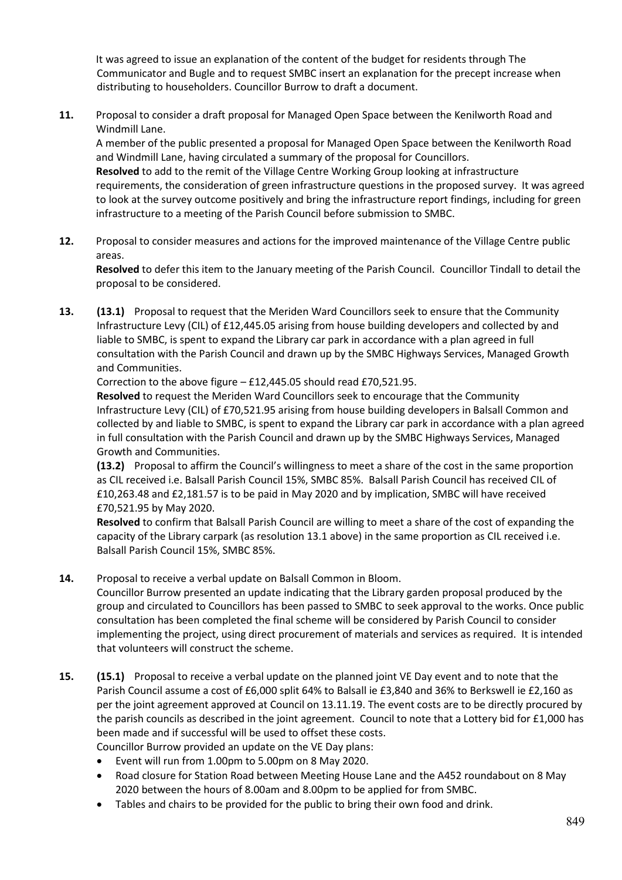It was agreed to issue an explanation of the content of the budget for residents through The Communicator and Bugle and to request SMBC insert an explanation for the precept increase when distributing to householders. Councillor Burrow to draft a document.

**11.** Proposal to consider a draft proposal for Managed Open Space between the Kenilworth Road and Windmill Lane.

A member of the public presented a proposal for Managed Open Space between the Kenilworth Road and Windmill Lane, having circulated a summary of the proposal for Councillors.

**Resolved** to add to the remit of the Village Centre Working Group looking at infrastructure requirements, the consideration of green infrastructure questions in the proposed survey. It was agreed to look at the survey outcome positively and bring the infrastructure report findings, including for green infrastructure to a meeting of the Parish Council before submission to SMBC.

**12.** Proposal to consider measures and actions for the improved maintenance of the Village Centre public areas.

**Resolved** to defer this item to the January meeting of the Parish Council. Councillor Tindall to detail the proposal to be considered.

**13.** **(13.1)** Proposal to request that the Meriden Ward Councillors seek to ensure that the Community Infrastructure Levy (CIL) of £12,445.05 arising from house building developers and collected by and liable to SMBC, is spent to expand the Library car park in accordance with a plan agreed in full consultation with the Parish Council and drawn up by the SMBC Highways Services, Managed Growth and Communities.

Correction to the above figure – £12,445.05 should read £70,521.95.

**Resolved** to request the Meriden Ward Councillors seek to encourage that the Community Infrastructure Levy (CIL) of £70,521.95 arising from house building developers in Balsall Common and collected by and liable to SMBC, is spent to expand the Library car park in accordance with a plan agreed in full consultation with the Parish Council and drawn up by the SMBC Highways Services, Managed Growth and Communities.

**(13.2)** Proposal to affirm the Council's willingness to meet a share of the cost in the same proportion as CIL received i.e. Balsall Parish Council 15%, SMBC 85%. Balsall Parish Council has received CIL of £10,263.48 and £2,181.57 is to be paid in May 2020 and by implication, SMBC will have received £70,521.95 by May 2020.

**Resolved** to confirm that Balsall Parish Council are willing to meet a share of the cost of expanding the capacity of the Library carpark (as resolution 13.1 above) in the same proportion as CIL received i.e. Balsall Parish Council 15%, SMBC 85%.

**14.** Proposal to receive a verbal update on Balsall Common in Bloom.

Councillor Burrow presented an update indicating that the Library garden proposal produced by the group and circulated to Councillors has been passed to SMBC to seek approval to the works. Once public consultation has been completed the final scheme will be considered by Parish Council to consider implementing the project, using direct procurement of materials and services as required. It is intended that volunteers will construct the scheme.

**15.** **(15.1)** Proposal to receive a verbal update on the planned joint VE Day event and to note that the Parish Council assume a cost of £6,000 split 64% to Balsall ie £3,840 and 36% to Berkswell ie £2,160 as per the joint agreement approved at Council on 13.11.19. The event costs are to be directly procured by the parish councils as described in the joint agreement. Council to note that a Lottery bid for £1,000 has been made and if successful will be used to offset these costs.

Councillor Burrow provided an update on the VE Day plans:

- Event will run from 1.00pm to 5.00pm on 8 May 2020.
- Road closure for Station Road between Meeting House Lane and the A452 roundabout on 8 May 2020 between the hours of 8.00am and 8.00pm to be applied for from SMBC.
- Tables and chairs to be provided for the public to bring their own food and drink.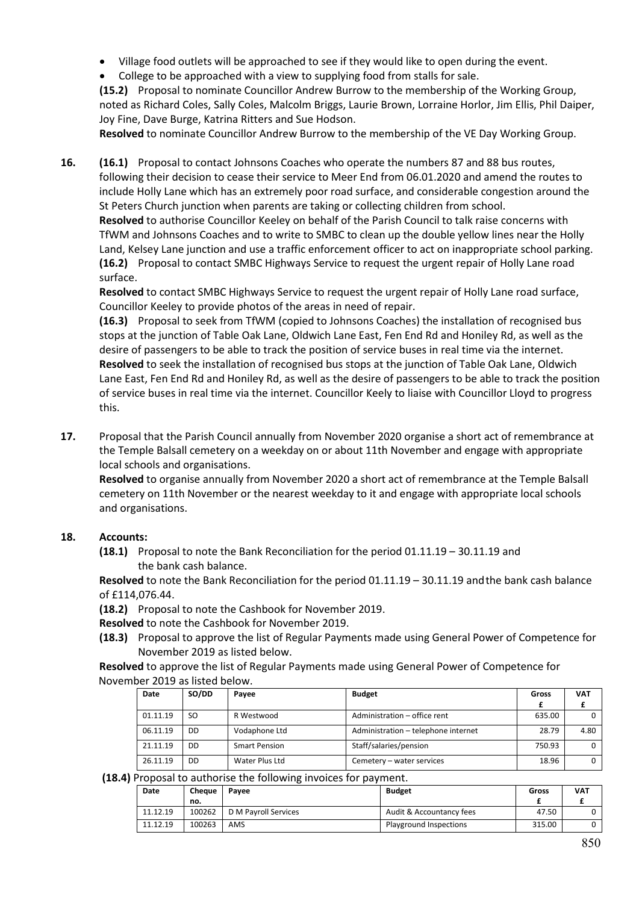- Village food outlets will be approached to see if they would like to open during the event.
- College to be approached with a view to supplying food from stalls for sale.

**(15.2)** Proposal to nominate Councillor Andrew Burrow to the membership of the Working Group, noted as Richard Coles, Sally Coles, Malcolm Briggs, Laurie Brown, Lorraine Horlor, Jim Ellis, Phil Daiper, Joy Fine, Dave Burge, Katrina Ritters and Sue Hodson.

**Resolved** to nominate Councillor Andrew Burrow to the membership of the VE Day Working Group.

**16.** **(16.1)** Proposal to contact Johnsons Coaches who operate the numbers 87 and 88 bus routes, following their decision to cease their service to Meer End from 06.01.2020 and amend the routes to include Holly Lane which has an extremely poor road surface, and considerable congestion around the St Peters Church junction when parents are taking or collecting children from school.

**Resolved** to authorise Councillor Keeley on behalf of the Parish Council to talk raise concerns with TfWM and Johnsons Coaches and to write to SMBC to clean up the double yellow lines near the Holly Land, Kelsey Lane junction and use a traffic enforcement officer to act on inappropriate school parking.

**(16.2)** Proposal to contact SMBC Highways Service to request the urgent repair of Holly Lane road surface.

**Resolved** to contact SMBC Highways Service to request the urgent repair of Holly Lane road surface, Councillor Keeley to provide photos of the areas in need of repair.

**(16.3)** Proposal to seek from TfWM (copied to Johnsons Coaches) the installation of recognised bus stops at the junction of Table Oak Lane, Oldwich Lane East, Fen End Rd and Honiley Rd, as well as the desire of passengers to be able to track the position of service buses in real time via the internet.

**Resolved** to seek the installation of recognised bus stops at the junction of Table Oak Lane, Oldwich Lane East, Fen End Rd and Honiley Rd, as well as the desire of passengers to be able to track the position of service buses in real time via the internet. Councillor Keely to liaise with Councillor Lloyd to progress this.

**17.** Proposal that the Parish Council annually from November 2020 organise a short act of remembrance at the Temple Balsall cemetery on a weekday on or about 11th November and engage with appropriate local schools and organisations.

**Resolved** to organise annually from November 2020 a short act of remembrance at the Temple Balsall cemetery on 11th November or the nearest weekday to it and engage with appropriate local schools and organisations.

**18.** **Accounts:**

**(18.1)** Proposal to note the Bank Reconciliation for the period 01.11.19 – 30.11.19 and the bank cash balance.

**Resolved** to note the Bank Reconciliation for the period 01.11.19 – 30.11.19 and the bank cash balance of £114,076.44.

**(18.2)** Proposal to note the Cashbook for November 2019.

**Resolved** to note the Cashbook for November 2019.

**(18.3)** Proposal to approve the list of Regular Payments made using General Power of Competence for November 2019 as listed below.

**Resolved** to approve the list of Regular Payments made using General Power of Competence for November 2019 as listed below.

| Date | SO/DD | Payee | Budget | Gross £ | VAT £ |
|---|---|---|---|---|---|
| 01.11.19 | SO | R Westwood | Administration – office rent | 635.00 | 0 |
| 06.11.19 | DD | Vodaphone Ltd | Administration – telephone internet | 28.79 | 4.80 |
| 21.11.19 | DD | Smart Pension | Staff/salaries/pension | 750.93 | 0 |
| 26.11.19 | DD | Water Plus Ltd | Cemetery – water services | 18.96 | 0 |

**(18.4)** Proposal to authorise the following invoices for payment.

| Date | Cheque no. | Payee | Budget | Gross £ | VAT £ |
|---|---|---|---|---|---|
| 11.12.19 | 100262 | D M Payroll Services | Audit & Accountancy fees | 47.50 | 0 |
| 11.12.19 | 100263 | AMS | Playground Inspections | 315.00 | 0 |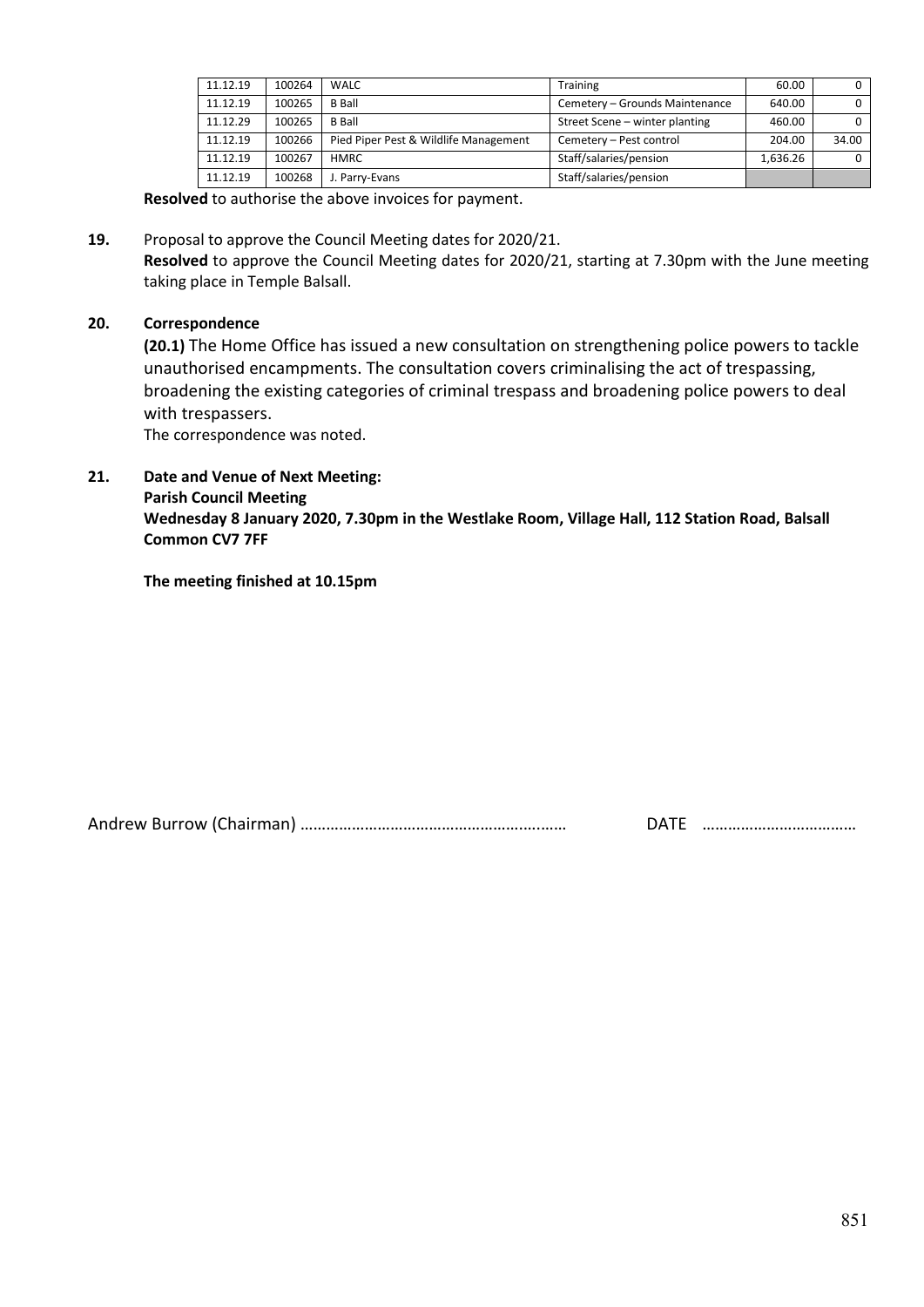| | | | | | |
|---|---|---|---|---|---|
| 11.12.19 | 100264 | WALC | Training | 60.00 | 0 |
| 11.12.19 | 100265 | B Ball | Cemetery – Grounds Maintenance | 640.00 | 0 |
| 11.12.29 | 100265 | B Ball | Street Scene – winter planting | 460.00 | 0 |
| 11.12.19 | 100266 | Pied Piper Pest & Wildlife Management | Cemetery – Pest control | 204.00 | 34.00 |
| 11.12.19 | 100267 | HMRC | Staff/salaries/pension | 1,636.26 | 0 |
| 11.12.19 | 100268 | J. Parry-Evans | Staff/salaries/pension | | |

**Resolved** to authorise the above invoices for payment.

**19.** Proposal to approve the Council Meeting dates for 2020/21.
**Resolved** to approve the Council Meeting dates for 2020/21, starting at 7.30pm with the June meeting taking place in Temple Balsall.

**20. Correspondence**

**(20.1)** The Home Office has issued a new consultation on strengthening police powers to tackle unauthorised encampments. The consultation covers criminalising the act of trespassing, broadening the existing categories of criminal trespass and broadening police powers to deal with trespassers.
The correspondence was noted.

**21. Date and Venue of Next Meeting:**
**Parish Council Meeting**
**Wednesday 8 January 2020, 7.30pm in the Westlake Room, Village Hall, 112 Station Road, Balsall Common CV7 7FF**

**The meeting finished at 10.15pm**

Andrew Burrow (Chairman) …………………………………………………… DATE ………………………………